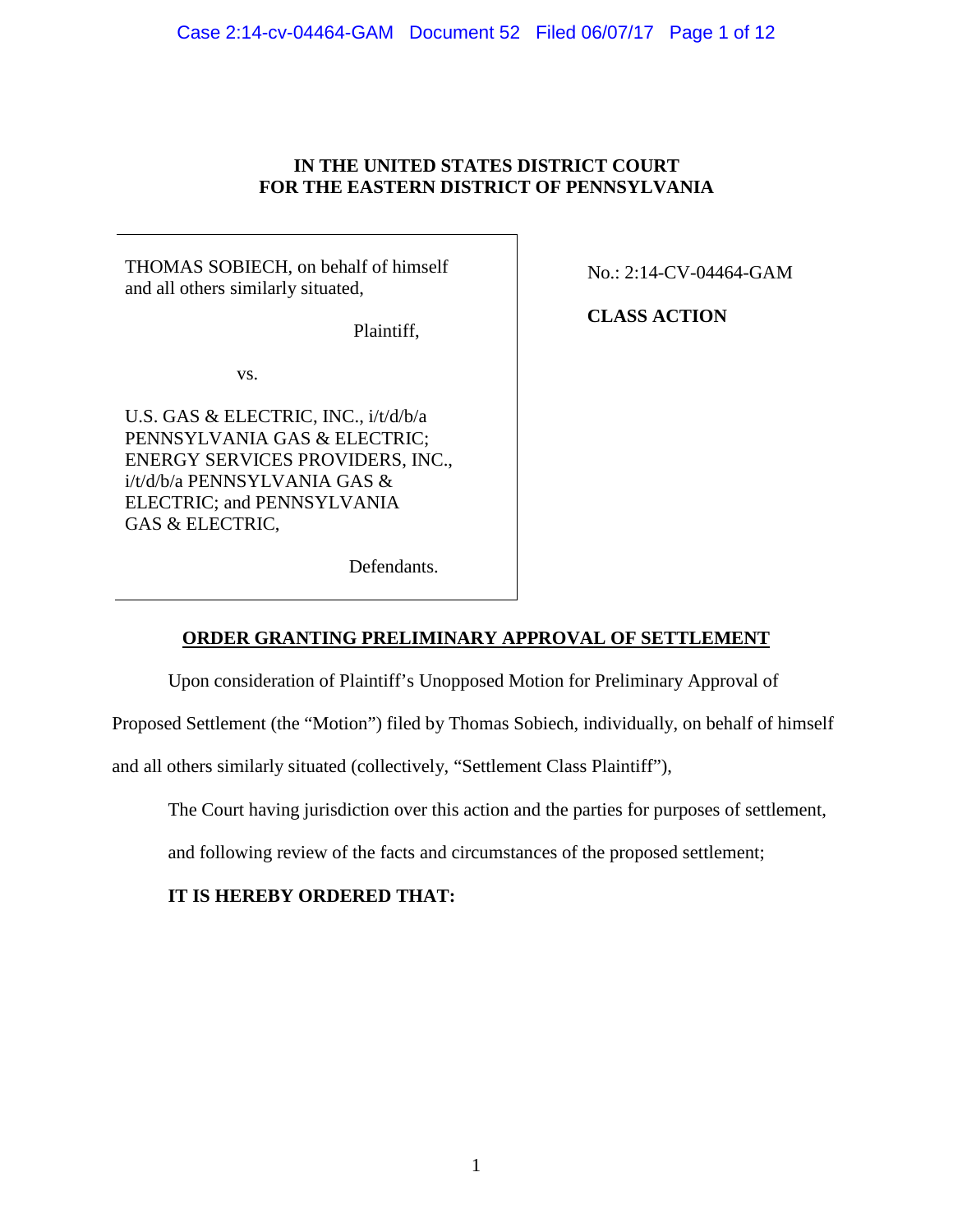**IN THE UNITED STATES DISTRICT COURT**
**FOR THE EASTERN DISTRICT OF PENNSYLVANIA**

| | |
|---|---|
| THOMAS SOBIECH, on behalf of himself and all others similarly situated,<br><br>Plaintiff,<br><br>vs.<br><br>U.S. GAS & ELECTRIC, INC., i/t/d/b/a PENNSYLVANIA GAS & ELECTRIC; ENERGY SERVICES PROVIDERS, INC., i/t/d/b/a PENNSYLVANIA GAS & ELECTRIC; and PENNSYLVANIA GAS & ELECTRIC,<br><br>Defendants. | No.: 2:14-CV-04464-GAM<br><br>**CLASS ACTION** |

**ORDER GRANTING PRELIMINARY APPROVAL OF SETTLEMENT**

Upon consideration of Plaintiff's Unopposed Motion for Preliminary Approval of Proposed Settlement (the "Motion") filed by Thomas Sobiech, individually, on behalf of himself and all others similarly situated (collectively, "Settlement Class Plaintiff"),

The Court having jurisdiction over this action and the parties for purposes of settlement, and following review of the facts and circumstances of the proposed settlement;

**IT IS HEREBY ORDERED THAT:**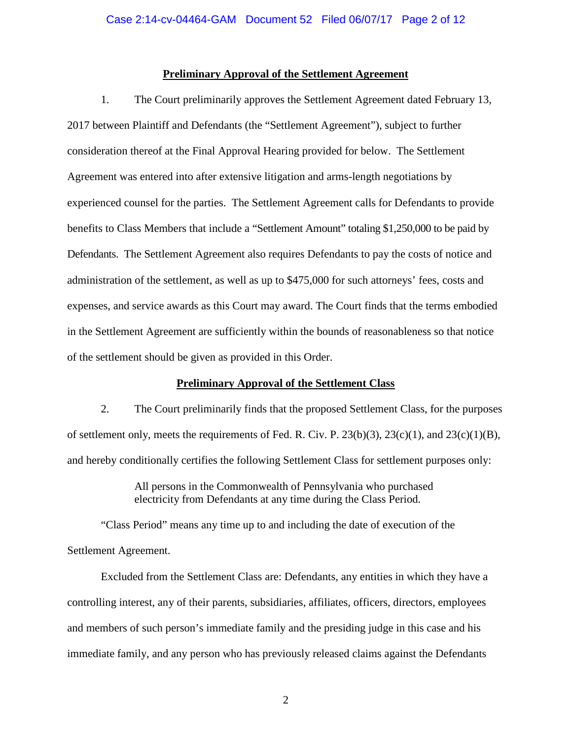**Preliminary Approval of the Settlement Agreement**

1. The Court preliminarily approves the Settlement Agreement dated February 13, 2017 between Plaintiff and Defendants (the "Settlement Agreement"), subject to further consideration thereof at the Final Approval Hearing provided for below. The Settlement Agreement was entered into after extensive litigation and arms-length negotiations by experienced counsel for the parties. The Settlement Agreement calls for Defendants to provide benefits to Class Members that include a "Settlement Amount" totaling $1,250,000 to be paid by Defendants. The Settlement Agreement also requires Defendants to pay the costs of notice and administration of the settlement, as well as up to $475,000 for such attorneys' fees, costs and expenses, and service awards as this Court may award. The Court finds that the terms embodied in the Settlement Agreement are sufficiently within the bounds of reasonableness so that notice of the settlement should be given as provided in this Order.

**Preliminary Approval of the Settlement Class**

2. The Court preliminarily finds that the proposed Settlement Class, for the purposes of settlement only, meets the requirements of Fed. R. Civ. P. 23(b)(3), 23(c)(1), and 23(c)(1)(B), and hereby conditionally certifies the following Settlement Class for settlement purposes only:

> All persons in the Commonwealth of Pennsylvania who purchased electricity from Defendants at any time during the Class Period.

"Class Period" means any time up to and including the date of execution of the Settlement Agreement.

Excluded from the Settlement Class are: Defendants, any entities in which they have a controlling interest, any of their parents, subsidiaries, affiliates, officers, directors, employees and members of such person's immediate family and the presiding judge in this case and his immediate family, and any person who has previously released claims against the Defendants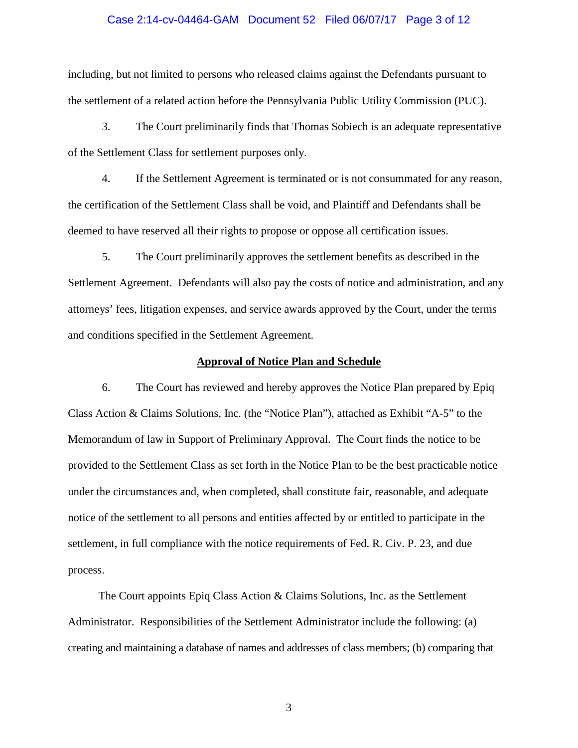including, but not limited to persons who released claims against the Defendants pursuant to the settlement of a related action before the Pennsylvania Public Utility Commission (PUC).

3. The Court preliminarily finds that Thomas Sobiech is an adequate representative of the Settlement Class for settlement purposes only.

4. If the Settlement Agreement is terminated or is not consummated for any reason, the certification of the Settlement Class shall be void, and Plaintiff and Defendants shall be deemed to have reserved all their rights to propose or oppose all certification issues.

5. The Court preliminarily approves the settlement benefits as described in the Settlement Agreement. Defendants will also pay the costs of notice and administration, and any attorneys' fees, litigation expenses, and service awards approved by the Court, under the terms and conditions specified in the Settlement Agreement.

**Approval of Notice Plan and Schedule**

6. The Court has reviewed and hereby approves the Notice Plan prepared by Epiq Class Action & Claims Solutions, Inc. (the "Notice Plan"), attached as Exhibit "A-5" to the Memorandum of law in Support of Preliminary Approval. The Court finds the notice to be provided to the Settlement Class as set forth in the Notice Plan to be the best practicable notice under the circumstances and, when completed, shall constitute fair, reasonable, and adequate notice of the settlement to all persons and entities affected by or entitled to participate in the settlement, in full compliance with the notice requirements of Fed. R. Civ. P. 23, and due process.

The Court appoints Epiq Class Action & Claims Solutions, Inc. as the Settlement Administrator. Responsibilities of the Settlement Administrator include the following: (a) creating and maintaining a database of names and addresses of class members; (b) comparing that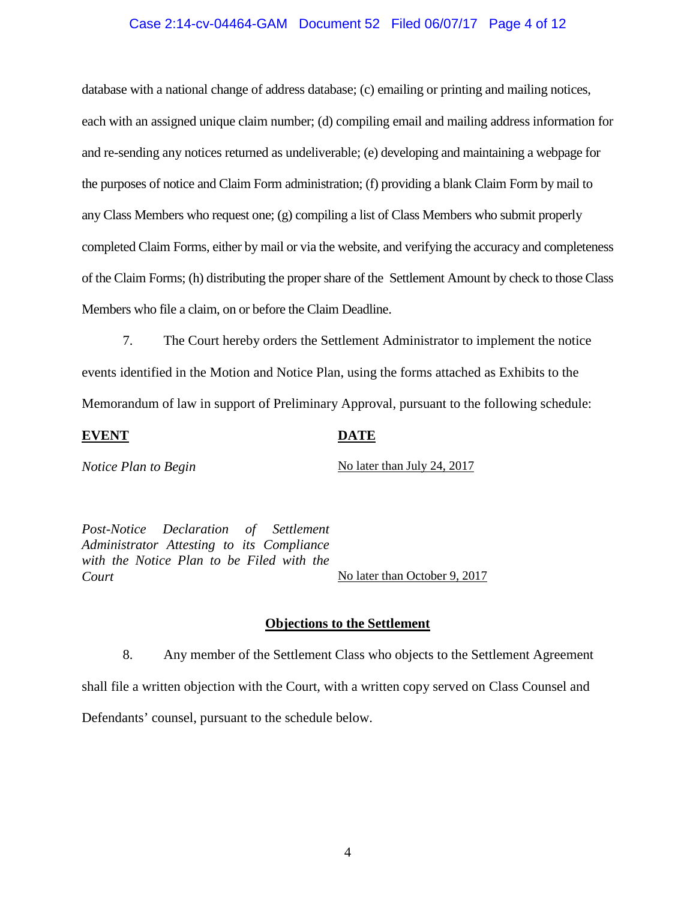database with a national change of address database; (c) emailing or printing and mailing notices, each with an assigned unique claim number; (d) compiling email and mailing address information for and re-sending any notices returned as undeliverable; (e) developing and maintaining a webpage for the purposes of notice and Claim Form administration; (f) providing a blank Claim Form by mail to any Class Members who request one; (g) compiling a list of Class Members who submit properly completed Claim Forms, either by mail or via the website, and verifying the accuracy and completeness of the Claim Forms; (h) distributing the proper share of the Settlement Amount by check to those Class Members who file a claim, on or before the Claim Deadline.

7. The Court hereby orders the Settlement Administrator to implement the notice events identified in the Motion and Notice Plan, using the forms attached as Exhibits to the Memorandum of law in support of Preliminary Approval, pursuant to the following schedule:

| **EVENT** | **DATE** |
| --- | --- |
| *Notice Plan to Begin* | No later than July 24, 2017 |
| *Post-Notice Declaration of Settlement Administrator Attesting to its Compliance with the Notice Plan to be Filed with the Court* | No later than October 9, 2017 |

**Objections to the Settlement**

8. Any member of the Settlement Class who objects to the Settlement Agreement shall file a written objection with the Court, with a written copy served on Class Counsel and Defendants' counsel, pursuant to the schedule below.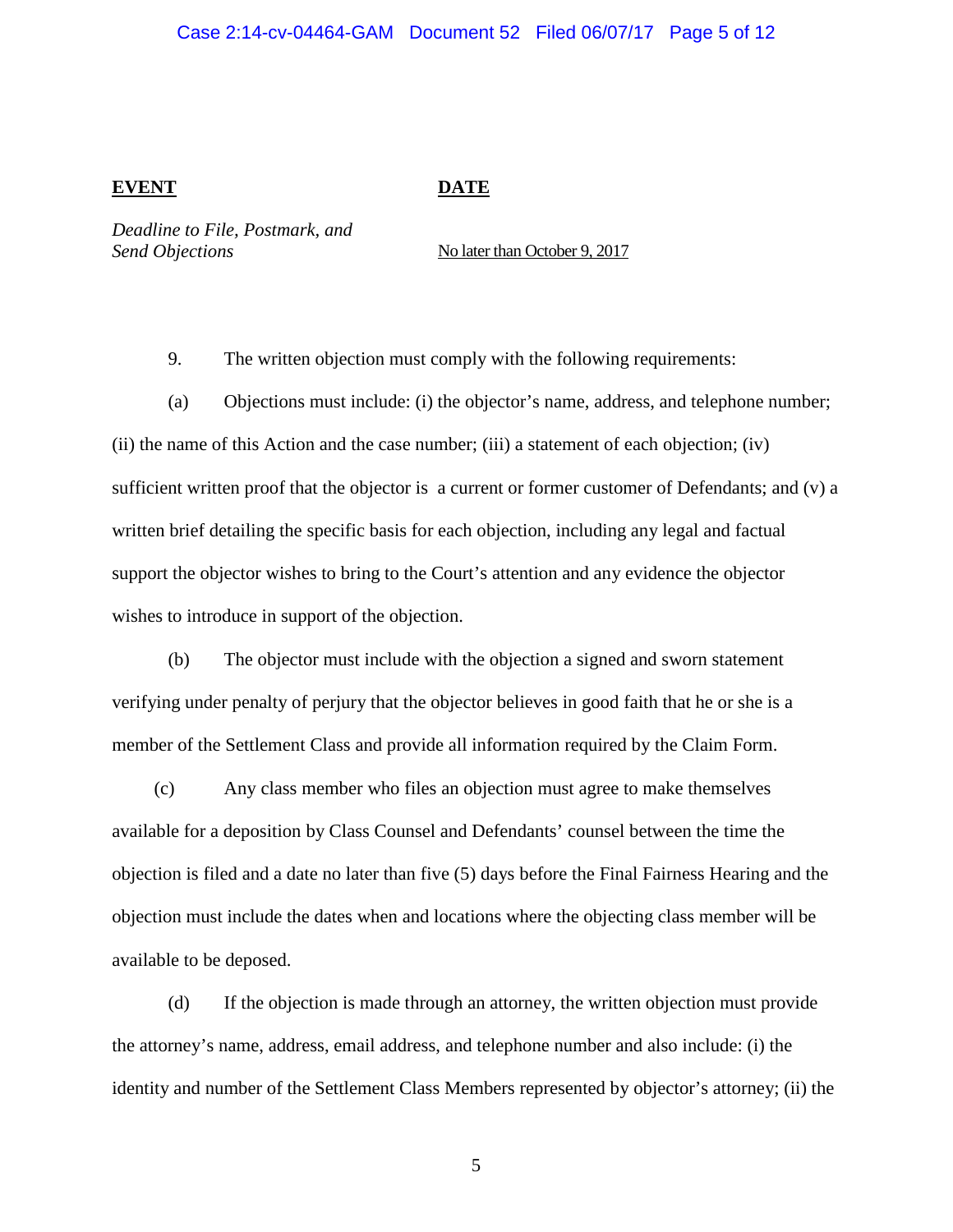| **EVENT** | **DATE** |
| --- | --- |
| *Deadline to File, Postmark, and Send Objections* | No later than October 9, 2017 |

9. The written objection must comply with the following requirements:

(a) Objections must include: (i) the objector's name, address, and telephone number; (ii) the name of this Action and the case number; (iii) a statement of each objection; (iv) sufficient written proof that the objector is a current or former customer of Defendants; and (v) a written brief detailing the specific basis for each objection, including any legal and factual support the objector wishes to bring to the Court's attention and any evidence the objector wishes to introduce in support of the objection.

(b) The objector must include with the objection a signed and sworn statement verifying under penalty of perjury that the objector believes in good faith that he or she is a member of the Settlement Class and provide all information required by the Claim Form.

(c) Any class member who files an objection must agree to make themselves available for a deposition by Class Counsel and Defendants' counsel between the time the objection is filed and a date no later than five (5) days before the Final Fairness Hearing and the objection must include the dates when and locations where the objecting class member will be available to be deposed.

(d) If the objection is made through an attorney, the written objection must provide the attorney's name, address, email address, and telephone number and also include: (i) the identity and number of the Settlement Class Members represented by objector's attorney; (ii) the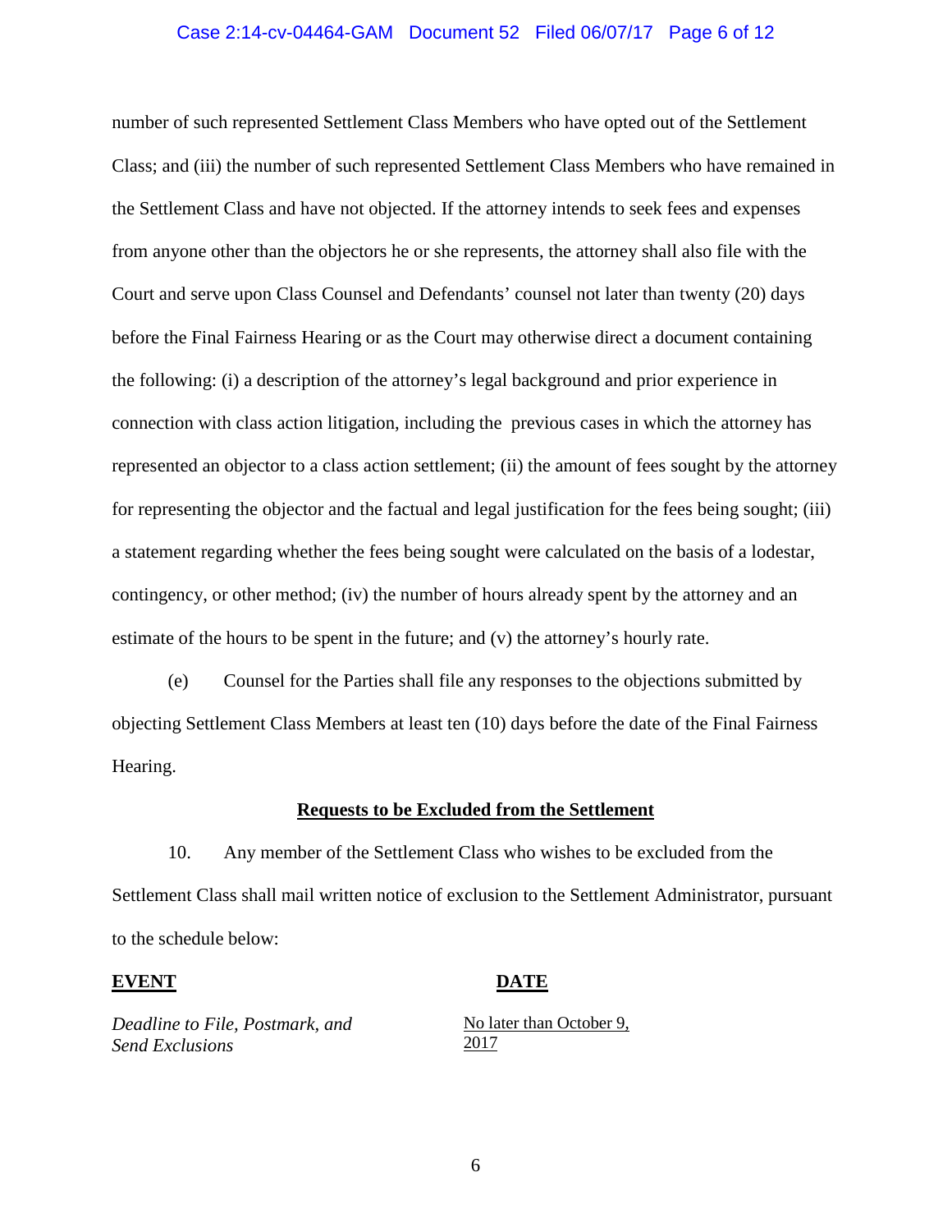number of such represented Settlement Class Members who have opted out of the Settlement Class; and (iii) the number of such represented Settlement Class Members who have remained in the Settlement Class and have not objected. If the attorney intends to seek fees and expenses from anyone other than the objectors he or she represents, the attorney shall also file with the Court and serve upon Class Counsel and Defendants' counsel not later than twenty (20) days before the Final Fairness Hearing or as the Court may otherwise direct a document containing the following: (i) a description of the attorney's legal background and prior experience in connection with class action litigation, including the previous cases in which the attorney has represented an objector to a class action settlement; (ii) the amount of fees sought by the attorney for representing the objector and the factual and legal justification for the fees being sought; (iii) a statement regarding whether the fees being sought were calculated on the basis of a lodestar, contingency, or other method; (iv) the number of hours already spent by the attorney and an estimate of the hours to be spent in the future; and (v) the attorney's hourly rate.

(e) Counsel for the Parties shall file any responses to the objections submitted by objecting Settlement Class Members at least ten (10) days before the date of the Final Fairness Hearing.

## Requests to be Excluded from the Settlement

10. Any member of the Settlement Class who wishes to be excluded from the Settlement Class shall mail written notice of exclusion to the Settlement Administrator, pursuant to the schedule below:

| **EVENT** | **DATE** |
|---|---|
| *Deadline to File, Postmark, and Send Exclusions* | No later than October 9, 2017 |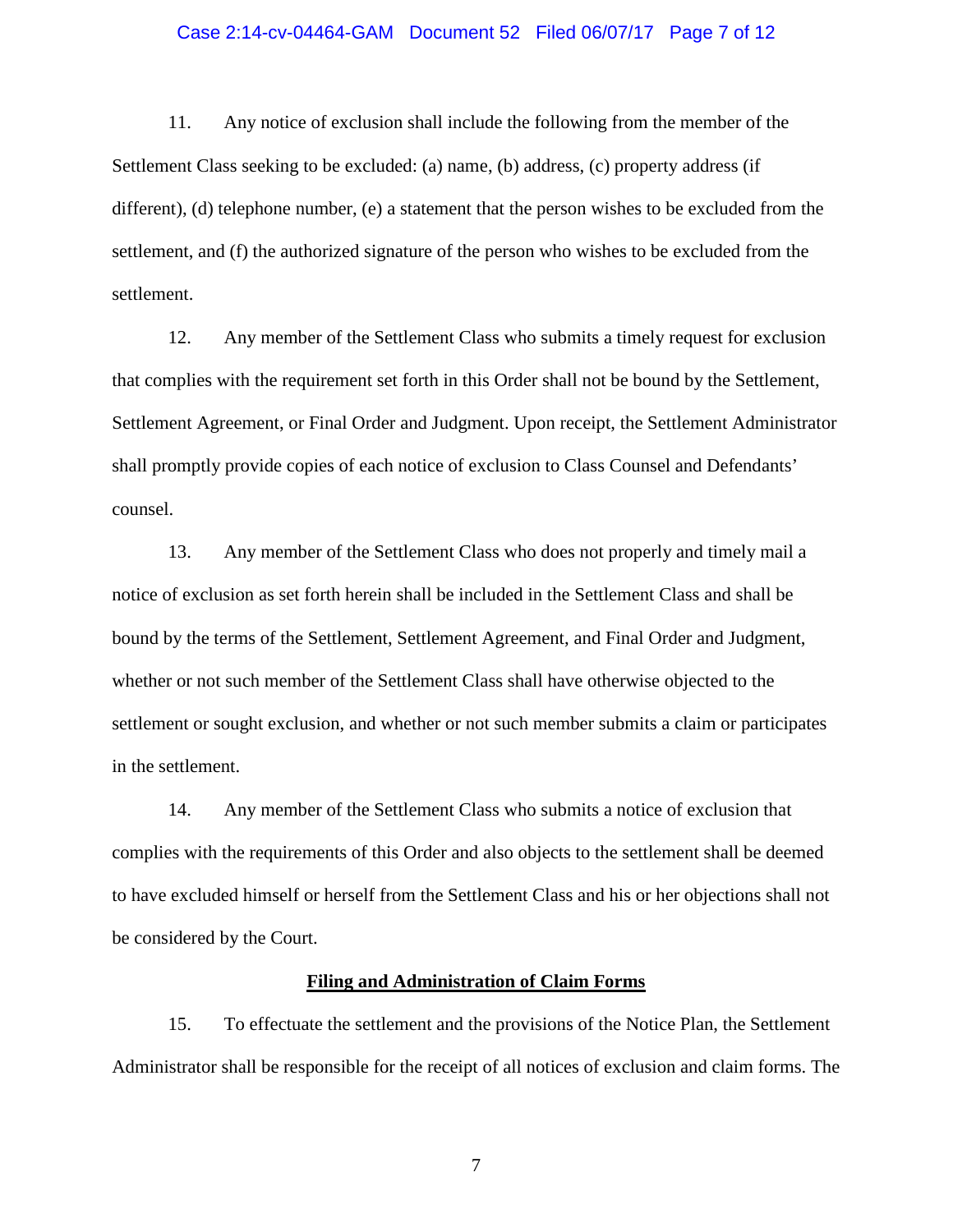11. Any notice of exclusion shall include the following from the member of the Settlement Class seeking to be excluded: (a) name, (b) address, (c) property address (if different), (d) telephone number, (e) a statement that the person wishes to be excluded from the settlement, and (f) the authorized signature of the person who wishes to be excluded from the settlement.

12. Any member of the Settlement Class who submits a timely request for exclusion that complies with the requirement set forth in this Order shall not be bound by the Settlement, Settlement Agreement, or Final Order and Judgment. Upon receipt, the Settlement Administrator shall promptly provide copies of each notice of exclusion to Class Counsel and Defendants' counsel.

13. Any member of the Settlement Class who does not properly and timely mail a notice of exclusion as set forth herein shall be included in the Settlement Class and shall be bound by the terms of the Settlement, Settlement Agreement, and Final Order and Judgment, whether or not such member of the Settlement Class shall have otherwise objected to the settlement or sought exclusion, and whether or not such member submits a claim or participates in the settlement.

14. Any member of the Settlement Class who submits a notice of exclusion that complies with the requirements of this Order and also objects to the settlement shall be deemed to have excluded himself or herself from the Settlement Class and his or her objections shall not be considered by the Court.

**Filing and Administration of Claim Forms**

15. To effectuate the settlement and the provisions of the Notice Plan, the Settlement Administrator shall be responsible for the receipt of all notices of exclusion and claim forms. The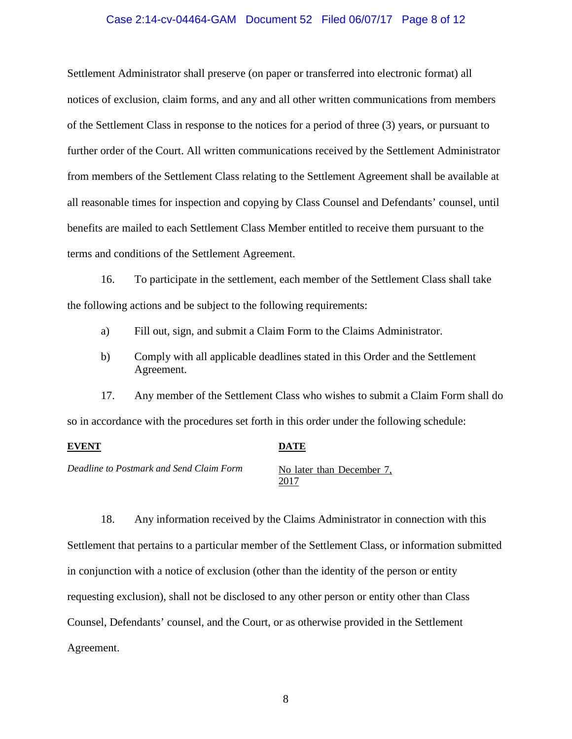Settlement Administrator shall preserve (on paper or transferred into electronic format) all notices of exclusion, claim forms, and any and all other written communications from members of the Settlement Class in response to the notices for a period of three (3) years, or pursuant to further order of the Court. All written communications received by the Settlement Administrator from members of the Settlement Class relating to the Settlement Agreement shall be available at all reasonable times for inspection and copying by Class Counsel and Defendants' counsel, until benefits are mailed to each Settlement Class Member entitled to receive them pursuant to the terms and conditions of the Settlement Agreement.

16. To participate in the settlement, each member of the Settlement Class shall take the following actions and be subject to the following requirements:

a) Fill out, sign, and submit a Claim Form to the Claims Administrator.

b) Comply with all applicable deadlines stated in this Order and the Settlement Agreement.

17. Any member of the Settlement Class who wishes to submit a Claim Form shall do so in accordance with the procedures set forth in this order under the following schedule:

| **EVENT** | **DATE** |
|---|---|
| *Deadline to Postmark and Send Claim Form* | No later than December 7, 2017 |

18. Any information received by the Claims Administrator in connection with this Settlement that pertains to a particular member of the Settlement Class, or information submitted in conjunction with a notice of exclusion (other than the identity of the person or entity requesting exclusion), shall not be disclosed to any other person or entity other than Class Counsel, Defendants' counsel, and the Court, or as otherwise provided in the Settlement Agreement.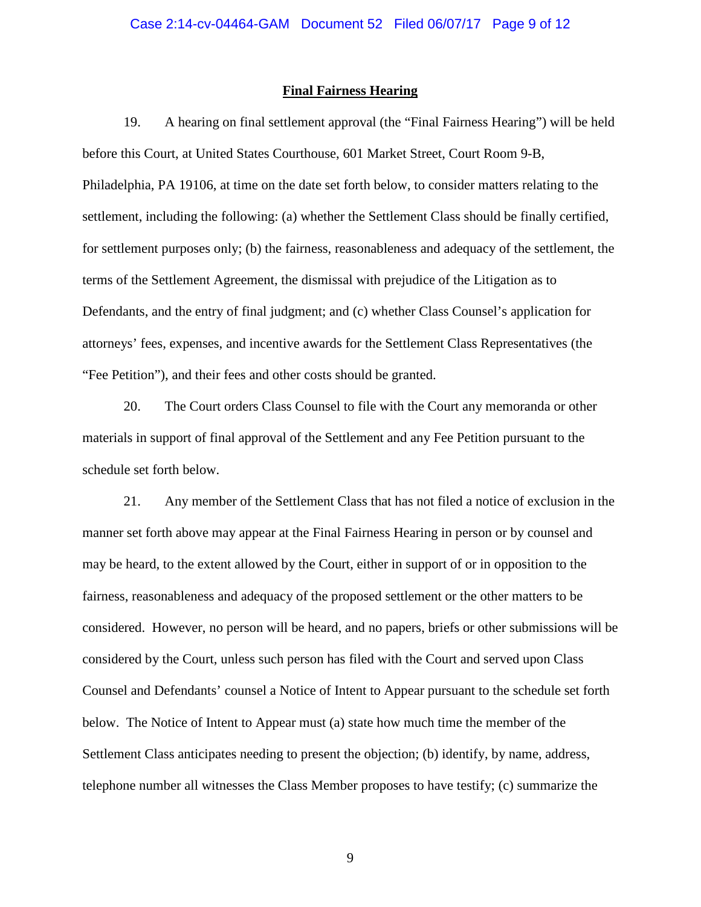**Final Fairness Hearing**

19. A hearing on final settlement approval (the "Final Fairness Hearing") will be held before this Court, at United States Courthouse, 601 Market Street, Court Room 9-B, Philadelphia, PA 19106, at time on the date set forth below, to consider matters relating to the settlement, including the following: (a) whether the Settlement Class should be finally certified, for settlement purposes only; (b) the fairness, reasonableness and adequacy of the settlement, the terms of the Settlement Agreement, the dismissal with prejudice of the Litigation as to Defendants, and the entry of final judgment; and (c) whether Class Counsel's application for attorneys' fees, expenses, and incentive awards for the Settlement Class Representatives (the "Fee Petition"), and their fees and other costs should be granted.

20. The Court orders Class Counsel to file with the Court any memoranda or other materials in support of final approval of the Settlement and any Fee Petition pursuant to the schedule set forth below.

21. Any member of the Settlement Class that has not filed a notice of exclusion in the manner set forth above may appear at the Final Fairness Hearing in person or by counsel and may be heard, to the extent allowed by the Court, either in support of or in opposition to the fairness, reasonableness and adequacy of the proposed settlement or the other matters to be considered. However, no person will be heard, and no papers, briefs or other submissions will be considered by the Court, unless such person has filed with the Court and served upon Class Counsel and Defendants' counsel a Notice of Intent to Appear pursuant to the schedule set forth below. The Notice of Intent to Appear must (a) state how much time the member of the Settlement Class anticipates needing to present the objection; (b) identify, by name, address, telephone number all witnesses the Class Member proposes to have testify; (c) summarize the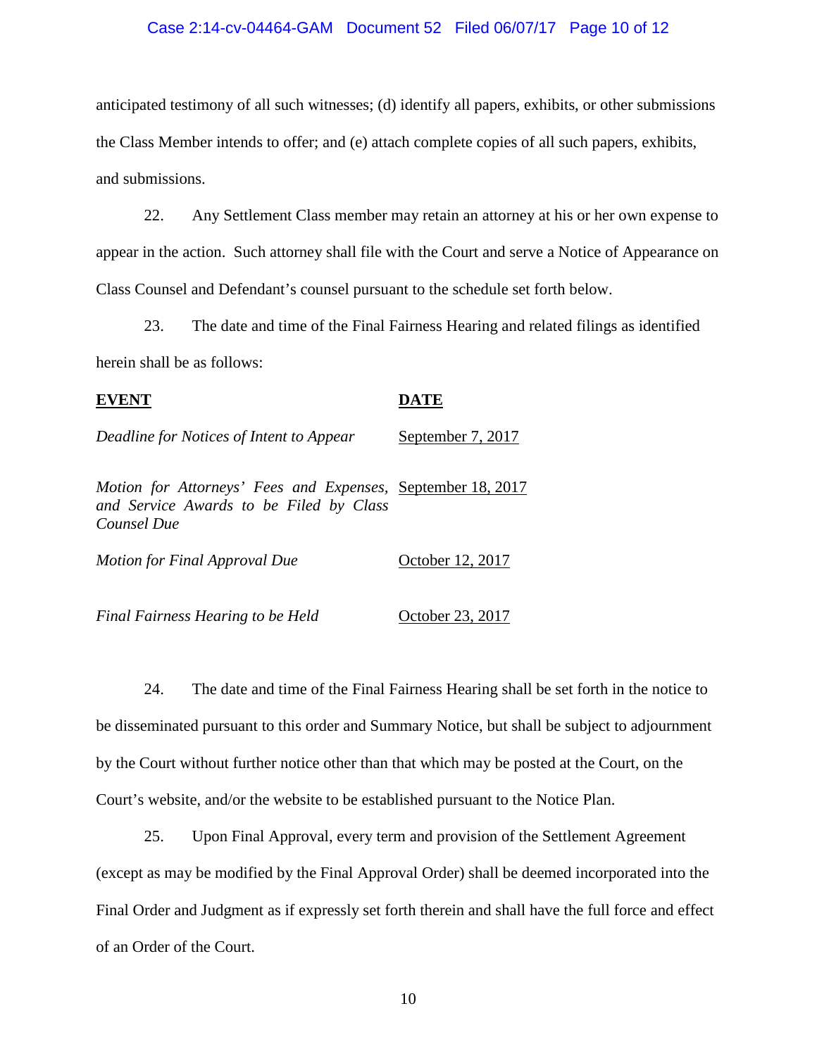anticipated testimony of all such witnesses; (d) identify all papers, exhibits, or other submissions the Class Member intends to offer; and (e) attach complete copies of all such papers, exhibits, and submissions.

22. Any Settlement Class member may retain an attorney at his or her own expense to appear in the action. Such attorney shall file with the Court and serve a Notice of Appearance on Class Counsel and Defendant's counsel pursuant to the schedule set forth below.

23. The date and time of the Final Fairness Hearing and related filings as identified herein shall be as follows:

| **EVENT** | **DATE** |
|---|---|
| *Deadline for Notices of Intent to Appear* | September 7, 2017 |
| *Motion for Attorneys' Fees and Expenses, and Service Awards to be Filed by Class Counsel Due* | September 18, 2017 |
| *Motion for Final Approval Due* | October 12, 2017 |
| *Final Fairness Hearing to be Held* | October 23, 2017 |

24. The date and time of the Final Fairness Hearing shall be set forth in the notice to be disseminated pursuant to this order and Summary Notice, but shall be subject to adjournment by the Court without further notice other than that which may be posted at the Court, on the Court's website, and/or the website to be established pursuant to the Notice Plan.

25. Upon Final Approval, every term and provision of the Settlement Agreement (except as may be modified by the Final Approval Order) shall be deemed incorporated into the Final Order and Judgment as if expressly set forth therein and shall have the full force and effect of an Order of the Court.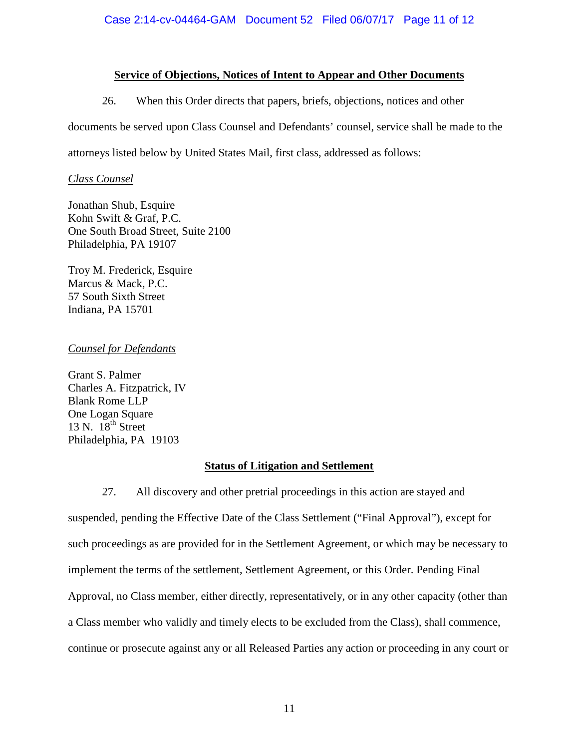**Service of Objections, Notices of Intent to Appear and Other Documents**

26. When this Order directs that papers, briefs, objections, notices and other documents be served upon Class Counsel and Defendants' counsel, service shall be made to the attorneys listed below by United States Mail, first class, addressed as follows:

*Class Counsel*

Jonathan Shub, Esquire
Kohn Swift & Graf, P.C.
One South Broad Street, Suite 2100
Philadelphia, PA 19107

Troy M. Frederick, Esquire
Marcus & Mack, P.C.
57 South Sixth Street
Indiana, PA 15701

*Counsel for Defendants*

Grant S. Palmer
Charles A. Fitzpatrick, IV
Blank Rome LLP
One Logan Square
13 N. 18th Street
Philadelphia, PA 19103

**Status of Litigation and Settlement**

27. All discovery and other pretrial proceedings in this action are stayed and suspended, pending the Effective Date of the Class Settlement ("Final Approval"), except for such proceedings as are provided for in the Settlement Agreement, or which may be necessary to implement the terms of the settlement, Settlement Agreement, or this Order. Pending Final Approval, no Class member, either directly, representatively, or in any other capacity (other than a Class member who validly and timely elects to be excluded from the Class), shall commence, continue or prosecute against any or all Released Parties any action or proceeding in any court or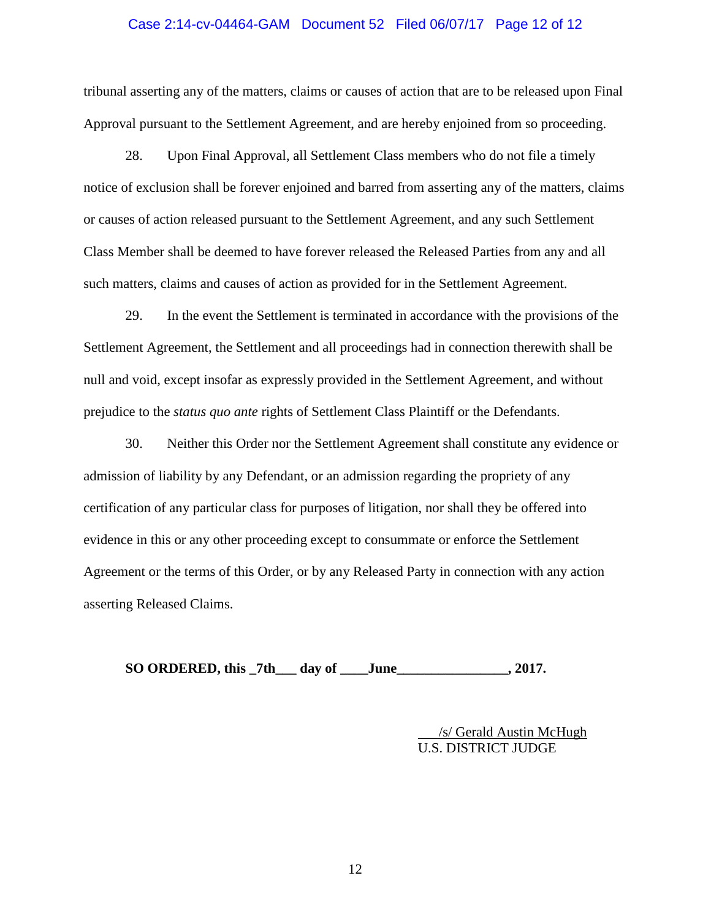tribunal asserting any of the matters, claims or causes of action that are to be released upon Final Approval pursuant to the Settlement Agreement, and are hereby enjoined from so proceeding.

28. Upon Final Approval, all Settlement Class members who do not file a timely notice of exclusion shall be forever enjoined and barred from asserting any of the matters, claims or causes of action released pursuant to the Settlement Agreement, and any such Settlement Class Member shall be deemed to have forever released the Released Parties from any and all such matters, claims and causes of action as provided for in the Settlement Agreement.

29. In the event the Settlement is terminated in accordance with the provisions of the Settlement Agreement, the Settlement and all proceedings had in connection therewith shall be null and void, except insofar as expressly provided in the Settlement Agreement, and without prejudice to the *status quo ante* rights of Settlement Class Plaintiff or the Defendants.

30. Neither this Order nor the Settlement Agreement shall constitute any evidence or admission of liability by any Defendant, or an admission regarding the propriety of any certification of any particular class for purposes of litigation, nor shall they be offered into evidence in this or any other proceeding except to consummate or enforce the Settlement Agreement or the terms of this Order, or by any Released Party in connection with any action asserting Released Claims.

**SO ORDERED, this _7th___ day of ____June________________, 2017.**

/s/ Gerald Austin McHugh
U.S. DISTRICT JUDGE